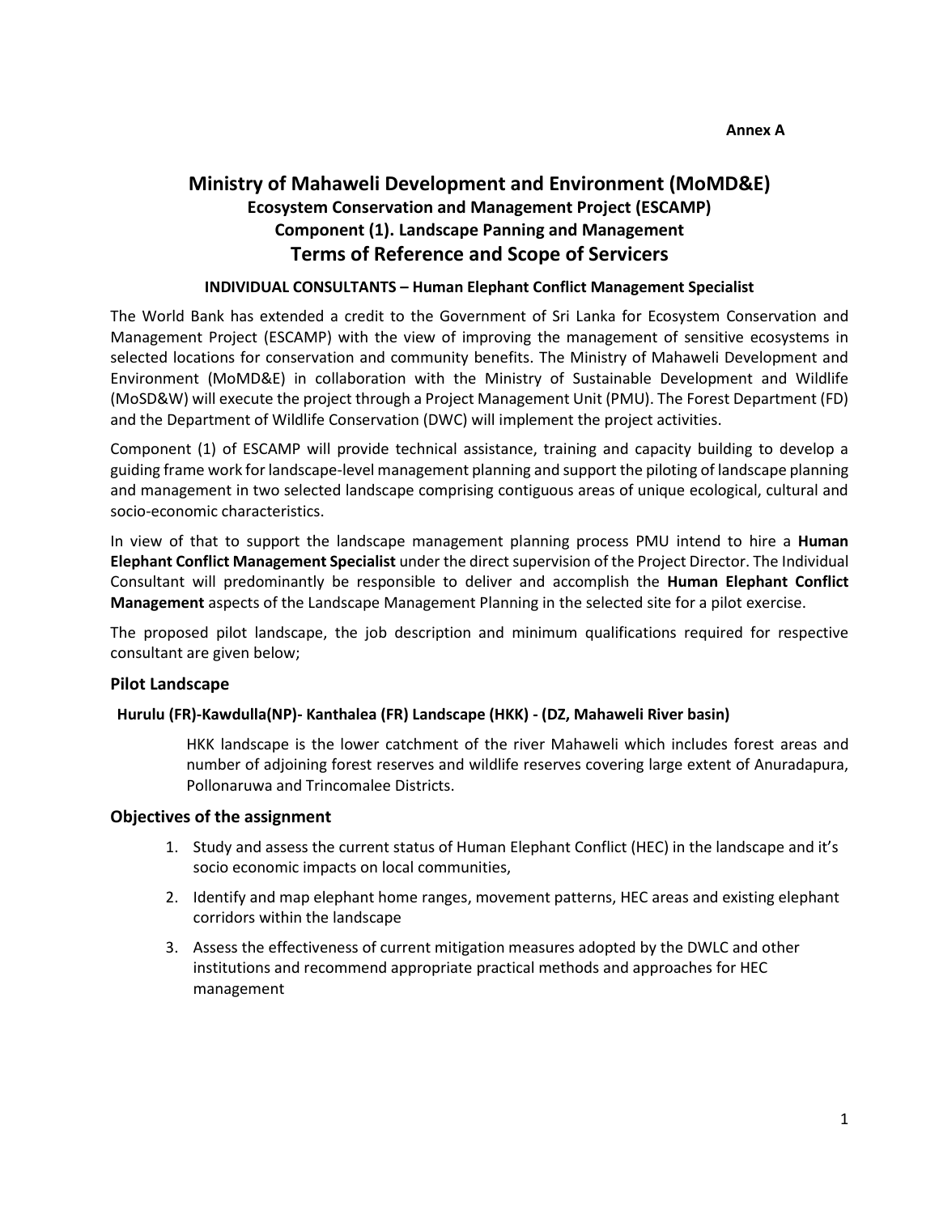**Annex A**

# Ministry of Mahaweli Development and Environment (MoMD&E)

## Ecosystem Conservation and Management Project (ESCAMP)

## Component (1). Landscape Panning and Management

## Terms of Reference and Scope of Servicers

**INDIVIDUAL CONSULTANTS – Human Elephant Conflict Management Specialist**

The World Bank has extended a credit to the Government of Sri Lanka for Ecosystem Conservation and Management Project (ESCAMP) with the view of improving the management of sensitive ecosystems in selected locations for conservation and community benefits. The Ministry of Mahaweli Development and Environment (MoMD&E) in collaboration with the Ministry of Sustainable Development and Wildlife (MoSD&W) will execute the project through a Project Management Unit (PMU). The Forest Department (FD) and the Department of Wildlife Conservation (DWC) will implement the project activities.

Component (1) of ESCAMP will provide technical assistance, training and capacity building to develop a guiding frame work for landscape-level management planning and support the piloting of landscape planning and management in two selected landscape comprising contiguous areas of unique ecological, cultural and socio-economic characteristics.

In view of that to support the landscape management planning process PMU intend to hire a **Human Elephant Conflict Management Specialist** under the direct supervision of the Project Director. The Individual Consultant will predominantly be responsible to deliver and accomplish the **Human Elephant Conflict Management** aspects of the Landscape Management Planning in the selected site for a pilot exercise.

The proposed pilot landscape, the job description and minimum qualifications required for respective consultant are given below;

### Pilot Landscape

**Hurulu (FR)-Kawdulla(NP)- Kanthalea (FR) Landscape (HKK) - (DZ, Mahaweli River basin)**

HKK landscape is the lower catchment of the river Mahaweli which includes forest areas and number of adjoining forest reserves and wildlife reserves covering large extent of Anuradapura, Pollonaruwa and Trincomalee Districts.

### Objectives of the assignment

1. Study and assess the current status of Human Elephant Conflict (HEC) in the landscape and it's socio economic impacts on local communities,
2. Identify and map elephant home ranges, movement patterns, HEC areas and existing elephant corridors within the landscape
3. Assess the effectiveness of current mitigation measures adopted by the DWLC and other institutions and recommend appropriate practical methods and approaches for HEC management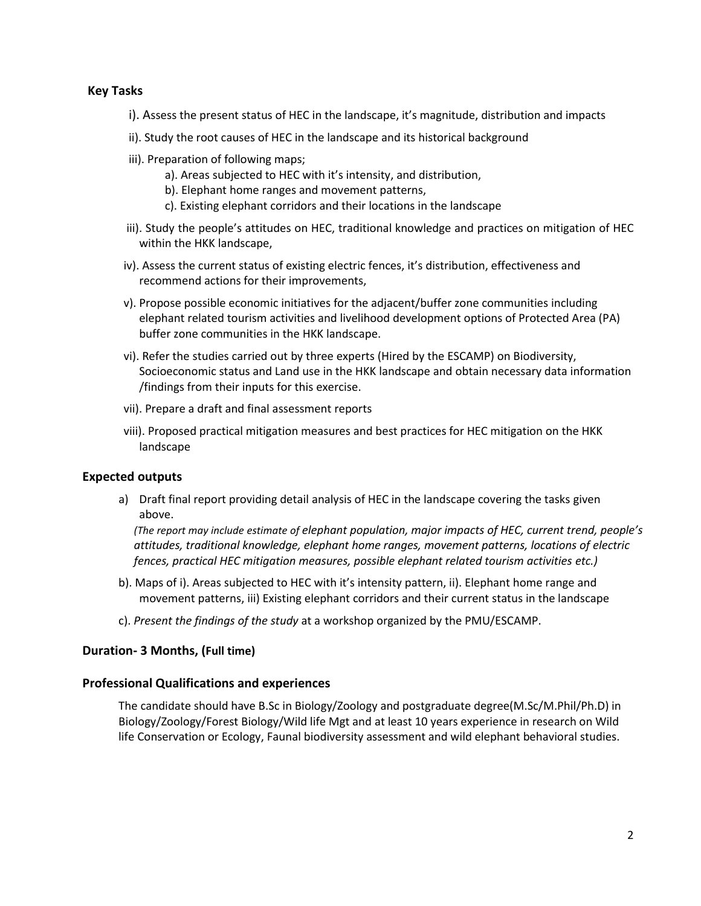## Key Tasks

i). Assess the present status of HEC in the landscape, it's magnitude, distribution and impacts

ii). Study the root causes of HEC in the landscape and its historical background

iii). Preparation of following maps;

a). Areas subjected to HEC with it's intensity, and distribution,

b). Elephant home ranges and movement patterns,

c). Existing elephant corridors and their locations in the landscape

iii). Study the people's attitudes on HEC, traditional knowledge and practices on mitigation of HEC within the HKK landscape,

iv). Assess the current status of existing electric fences, it's distribution, effectiveness and recommend actions for their improvements,

v). Propose possible economic initiatives for the adjacent/buffer zone communities including elephant related tourism activities and livelihood development options of Protected Area (PA) buffer zone communities in the HKK landscape.

vi). Refer the studies carried out by three experts (Hired by the ESCAMP) on Biodiversity, Socioeconomic status and Land use in the HKK landscape and obtain necessary data information /findings from their inputs for this exercise.

vii). Prepare a draft and final assessment reports

viii). Proposed practical mitigation measures and best practices for HEC mitigation on the HKK landscape

## Expected outputs

a) Draft final report providing detail analysis of HEC in the landscape covering the tasks given above.

*(The report may include estimate of elephant population, major impacts of HEC, current trend, people's attitudes, traditional knowledge, elephant home ranges, movement patterns, locations of electric fences, practical HEC mitigation measures, possible elephant related tourism activities etc.)*

b). Maps of i). Areas subjected to HEC with it's intensity pattern, ii). Elephant home range and movement patterns, iii) Existing elephant corridors and their current status in the landscape

c). *Present the findings of the study* at a workshop organized by the PMU/ESCAMP.

## Duration- 3 Months, (Full time)

## Professional Qualifications and experiences

The candidate should have B.Sc in Biology/Zoology and postgraduate degree(M.Sc/M.Phil/Ph.D) in Biology/Zoology/Forest Biology/Wild life Mgt and at least 10 years experience in research on Wild life Conservation or Ecology, Faunal biodiversity assessment and wild elephant behavioral studies.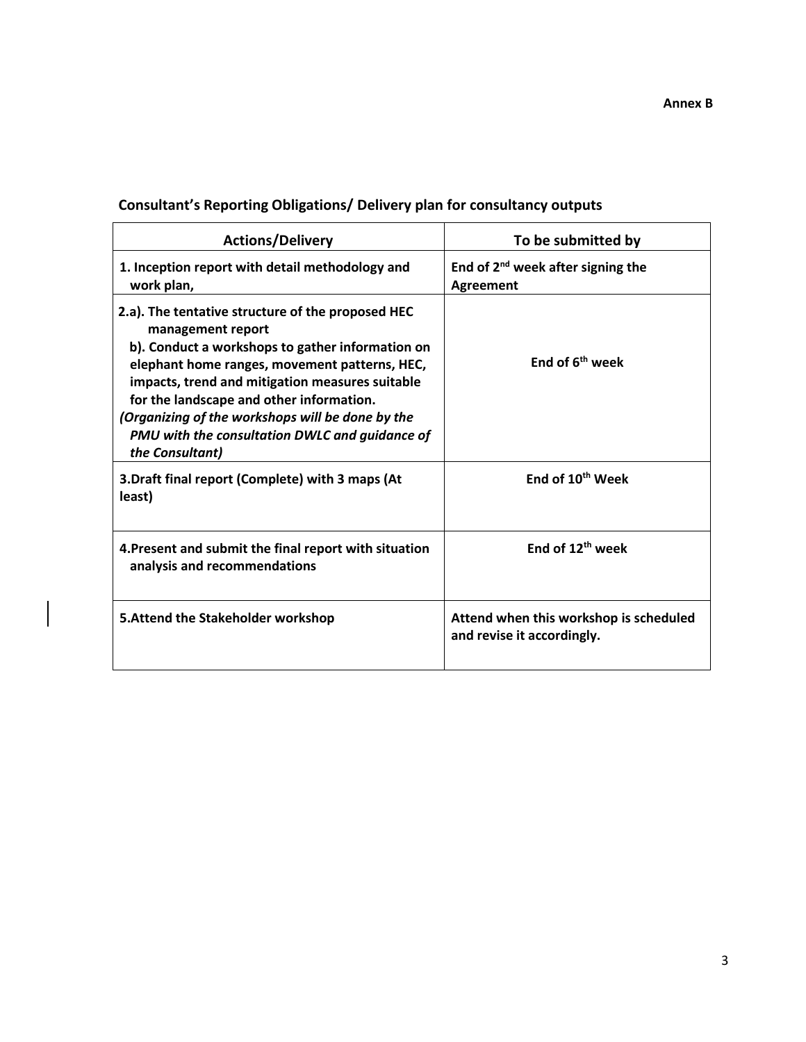**Annex B**

## Consultant's Reporting Obligations/ Delivery plan for consultancy outputs

| Actions/Delivery | To be submitted by |
|---|---|
| **1. Inception report with detail methodology and work plan,** | **End of 2nd week after signing the Agreement** |
| **2.a). The tentative structure of the proposed HEC management report**<br>**b). Conduct a workshops to gather information on elephant home ranges, movement patterns, HEC, impacts, trend and mitigation measures suitable for the landscape and other information.**<br>***(Organizing of the workshops will be done by the PMU with the consultation DWLC and guidance of the Consultant)*** | **End of 6th week** |
| **3.Draft final report (Complete) with 3 maps (At least)** | **End of 10th Week** |
| **4.Present and submit the final report with situation analysis and recommendations** | **End of 12th week** |
| **5.Attend the Stakeholder workshop** | **Attend when this workshop is scheduled and revise it accordingly.** |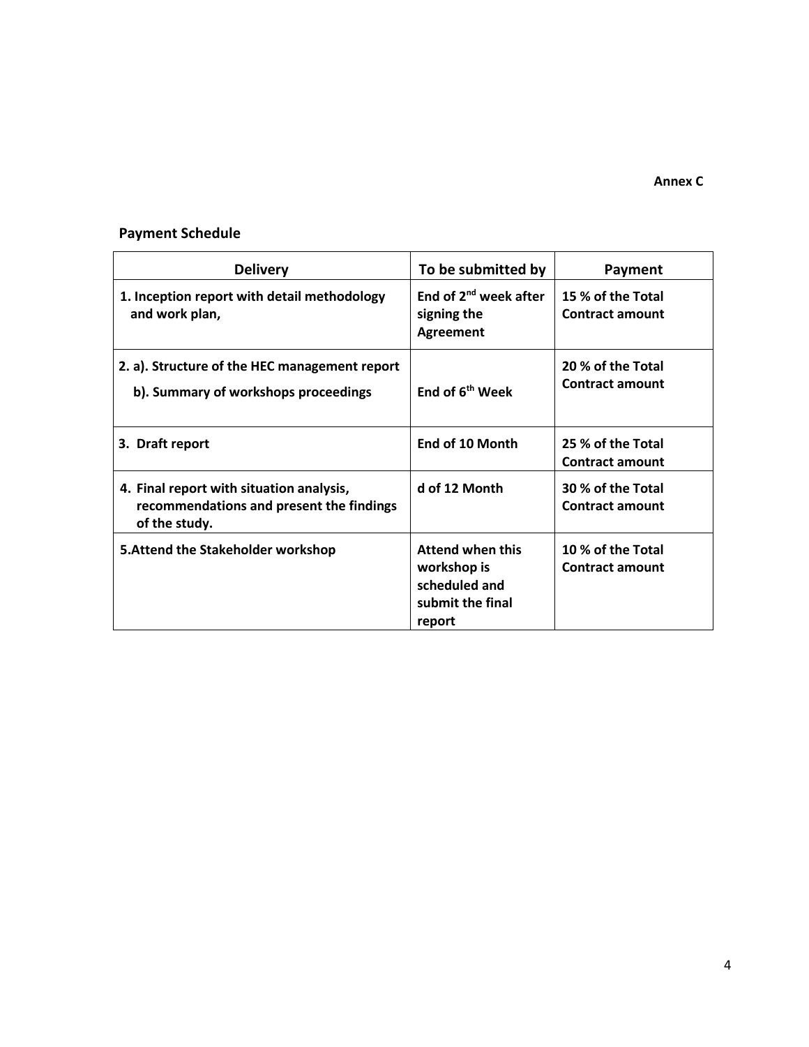**Annex C**

**Payment Schedule**

| Delivery | To be submitted by | Payment |
|---|---|---|
| **1. Inception report with detail methodology and work plan,** | **End of 2nd week after signing the Agreement** | **15 % of the Total Contract amount** |
| **2. a). Structure of the HEC management report**<br>**b). Summary of workshops proceedings** | **End of 6th Week** | **20 % of the Total Contract amount** |
| **3. Draft report** | **End of 10 Month** | **25 % of the Total Contract amount** |
| **4. Final report with situation analysis, recommendations and present the findings of the study.** | **d of 12 Month** | **30 % of the Total Contract amount** |
| **5.Attend the Stakeholder workshop** | **Attend when this workshop is scheduled and submit the final report** | **10 % of the Total Contract amount** |